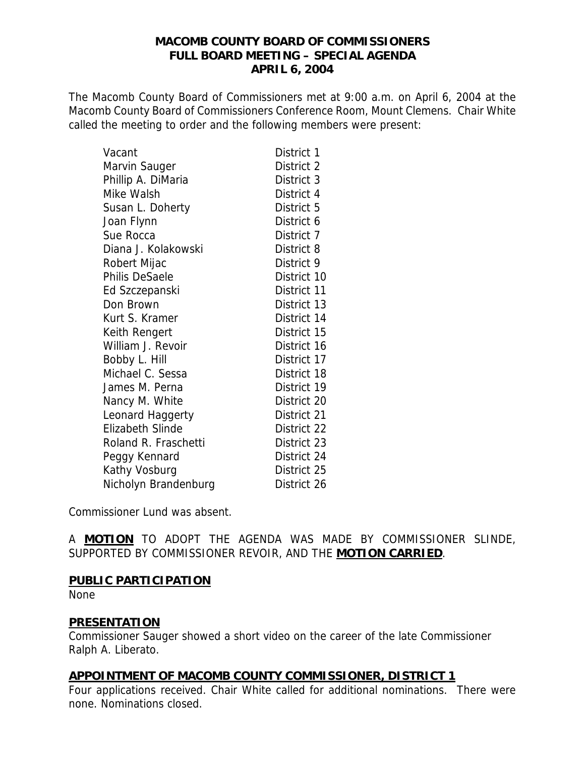**MACOMB COUNTY BOARD OF COMMISSIONERS**
**FULL BOARD MEETING – SPECIAL AGENDA**
**APRIL 6, 2004**

The Macomb County Board of Commissioners met at 9:00 a.m. on April 6, 2004 at the Macomb County Board of Commissioners Conference Room, Mount Clemens. Chair White called the meeting to order and the following members were present:

| | |
|---|---|
| Vacant | District 1 |
| Marvin Sauger | District 2 |
| Phillip A. DiMaria | District 3 |
| Mike Walsh | District 4 |
| Susan L. Doherty | District 5 |
| Joan Flynn | District 6 |
| Sue Rocca | District 7 |
| Diana J. Kolakowski | District 8 |
| Robert Mijac | District 9 |
| Philis DeSaele | District 10 |
| Ed Szczepanski | District 11 |
| Don Brown | District 13 |
| Kurt S. Kramer | District 14 |
| Keith Rengert | District 15 |
| William J. Revoir | District 16 |
| Bobby L. Hill | District 17 |
| Michael C. Sessa | District 18 |
| James M. Perna | District 19 |
| Nancy M. White | District 20 |
| Leonard Haggerty | District 21 |
| Elizabeth Slinde | District 22 |
| Roland R. Fraschetti | District 23 |
| Peggy Kennard | District 24 |
| Kathy Vosburg | District 25 |
| Nicholyn Brandenburg | District 26 |

Commissioner Lund was absent.

A **MOTION** TO ADOPT THE AGENDA WAS MADE BY COMMISSIONER SLINDE, SUPPORTED BY COMMISSIONER REVOIR, AND THE **MOTION CARRIED**.

**PUBLIC PARTICIPATION**
None

**PRESENTATION**
Commissioner Sauger showed a short video on the career of the late Commissioner Ralph A. Liberato.

**APPOINTMENT OF MACOMB COUNTY COMMISSIONER, DISTRICT 1**
Four applications received. Chair White called for additional nominations. There were none. Nominations closed.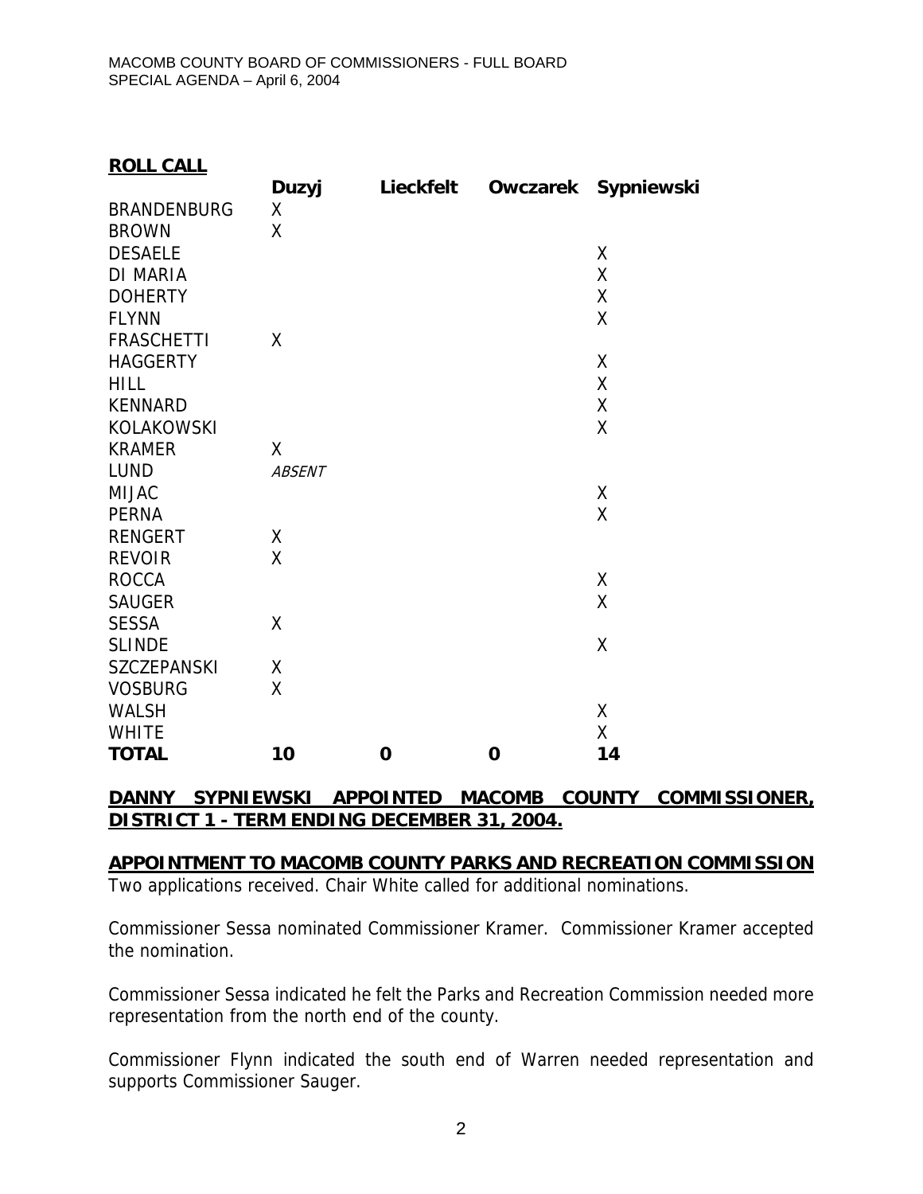**ROLL CALL**

| | Duzyj | Lieckfelt | Owczarek | Sypniewski |
|---|---|---|---|---|
| BRANDENBURG | X | | | |
| BROWN | X | | | |
| DESAELE | | | | X |
| DI MARIA | | | | X |
| DOHERTY | | | | X |
| FLYNN | | | | X |
| FRASCHETTI | X | | | |
| HAGGERTY | | | | X |
| HILL | | | | X |
| KENNARD | | | | X |
| KOLAKOWSKI | | | | X |
| KRAMER | X | | | |
| LUND | *ABSENT* | | | |
| MIJAC | | | | X |
| PERNA | | | | X |
| RENGERT | X | | | |
| REVOIR | X | | | |
| ROCCA | | | | X |
| SAUGER | | | | X |
| SESSA | X | | | |
| SLINDE | | | | X |
| SZCZEPANSKI | X | | | |
| VOSBURG | X | | | |
| WALSH | | | | X |
| WHITE | | | | X |
| **TOTAL** | **10** | **0** | **0** | **14** |

**DANNY SYPNIEWSKI APPOINTED MACOMB COUNTY COMMISSIONER, DISTRICT 1 - TERM ENDING DECEMBER 31, 2004.**

**APPOINTMENT TO MACOMB COUNTY PARKS AND RECREATION COMMISSION**

Two applications received. Chair White called for additional nominations.

Commissioner Sessa nominated Commissioner Kramer. Commissioner Kramer accepted the nomination.

Commissioner Sessa indicated he felt the Parks and Recreation Commission needed more representation from the north end of the county.

Commissioner Flynn indicated the south end of Warren needed representation and supports Commissioner Sauger.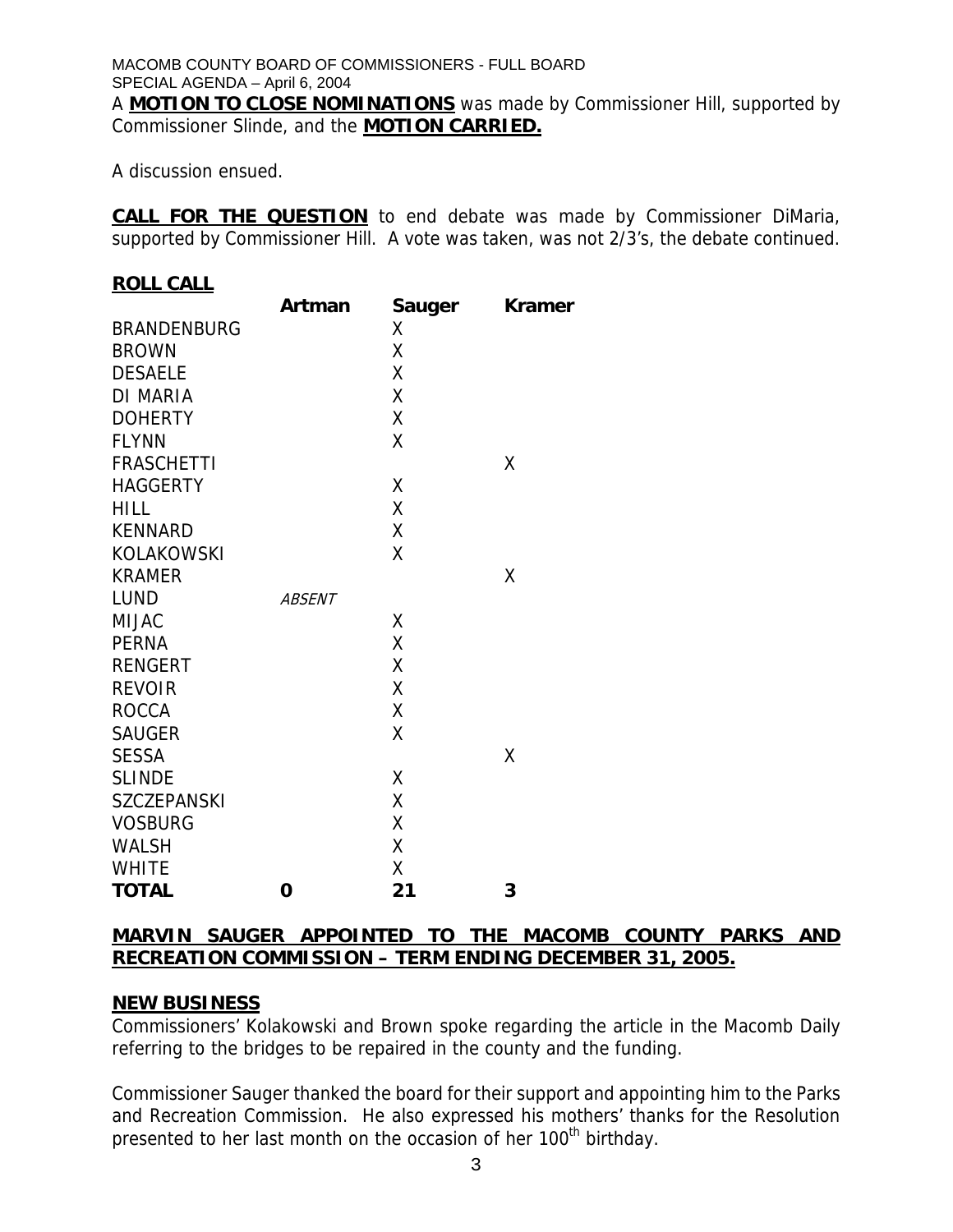A **MOTION TO CLOSE NOMINATIONS** was made by Commissioner Hill, supported by Commissioner Slinde, and the **MOTION CARRIED.**

A discussion ensued.

**CALL FOR THE QUESTION** to end debate was made by Commissioner DiMaria, supported by Commissioner Hill. A vote was taken, was not 2/3's, the debate continued.

**ROLL CALL**

| | Artman | Sauger | Kramer |
|---|---|---|---|
| BRANDENBURG | | X | |
| BROWN | | X | |
| DESAELE | | X | |
| DI MARIA | | X | |
| DOHERTY | | X | |
| FLYNN | | X | |
| FRASCHETTI | | | X |
| HAGGERTY | | X | |
| HILL | | X | |
| KENNARD | | X | |
| KOLAKOWSKI | | X | |
| KRAMER | | | X |
| LUND | *ABSENT* | | |
| MIJAC | | X | |
| PERNA | | X | |
| RENGERT | | X | |
| REVOIR | | X | |
| ROCCA | | X | |
| SAUGER | | X | |
| SESSA | | | X |
| SLINDE | | X | |
| SZCZEPANSKI | | X | |
| VOSBURG | | X | |
| WALSH | | X | |
| WHITE | | X | |
| **TOTAL** | **0** | **21** | **3** |

**MARVIN SAUGER APPOINTED TO THE MACOMB COUNTY PARKS AND RECREATION COMMISSION – TERM ENDING DECEMBER 31, 2005.**

**NEW BUSINESS**

Commissioners' Kolakowski and Brown spoke regarding the article in the Macomb Daily referring to the bridges to be repaired in the county and the funding.

Commissioner Sauger thanked the board for their support and appointing him to the Parks and Recreation Commission. He also expressed his mothers' thanks for the Resolution presented to her last month on the occasion of her 100th birthday.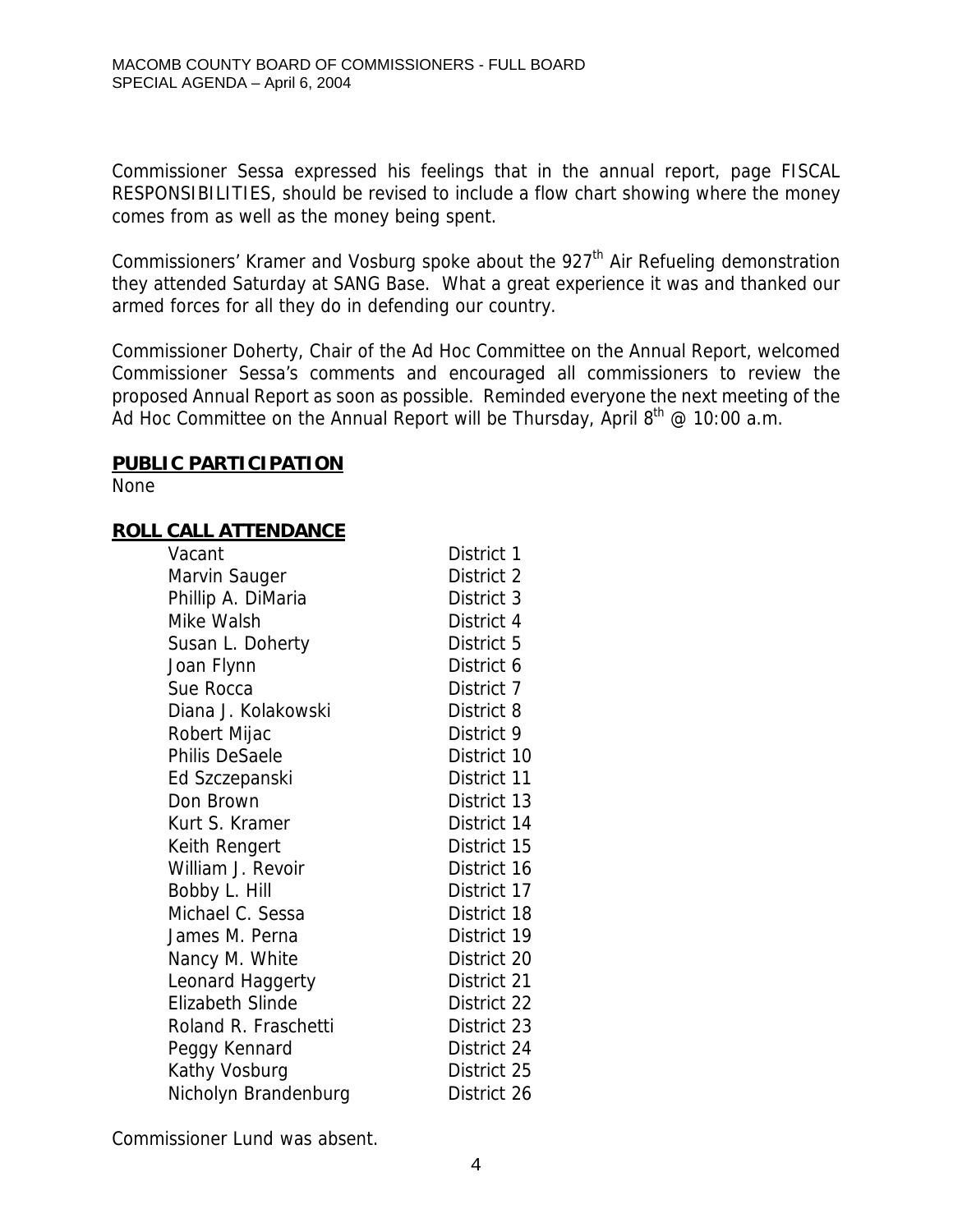Commissioner Sessa expressed his feelings that in the annual report, page FISCAL RESPONSIBILITIES, should be revised to include a flow chart showing where the money comes from as well as the money being spent.

Commissioners' Kramer and Vosburg spoke about the $927^{th}$ Air Refueling demonstration they attended Saturday at SANG Base. What a great experience it was and thanked our armed forces for all they do in defending our country.

Commissioner Doherty, Chair of the Ad Hoc Committee on the Annual Report, welcomed Commissioner Sessa's comments and encouraged all commissioners to review the proposed Annual Report as soon as possible. Reminded everyone the next meeting of the Ad Hoc Committee on the Annual Report will be Thursday, April $8^{th}$ @ 10:00 a.m.

## PUBLIC PARTICIPATION

None

## ROLL CALL ATTENDANCE

| | |
|---|---|
| Vacant | District 1 |
| Marvin Sauger | District 2 |
| Phillip A. DiMaria | District 3 |
| Mike Walsh | District 4 |
| Susan L. Doherty | District 5 |
| Joan Flynn | District 6 |
| Sue Rocca | District 7 |
| Diana J. Kolakowski | District 8 |
| Robert Mijac | District 9 |
| Philis DeSaele | District 10 |
| Ed Szczepanski | District 11 |
| Don Brown | District 13 |
| Kurt S. Kramer | District 14 |
| Keith Rengert | District 15 |
| William J. Revoir | District 16 |
| Bobby L. Hill | District 17 |
| Michael C. Sessa | District 18 |
| James M. Perna | District 19 |
| Nancy M. White | District 20 |
| Leonard Haggerty | District 21 |
| Elizabeth Slinde | District 22 |
| Roland R. Fraschetti | District 23 |
| Peggy Kennard | District 24 |
| Kathy Vosburg | District 25 |
| Nicholyn Brandenburg | District 26 |

Commissioner Lund was absent.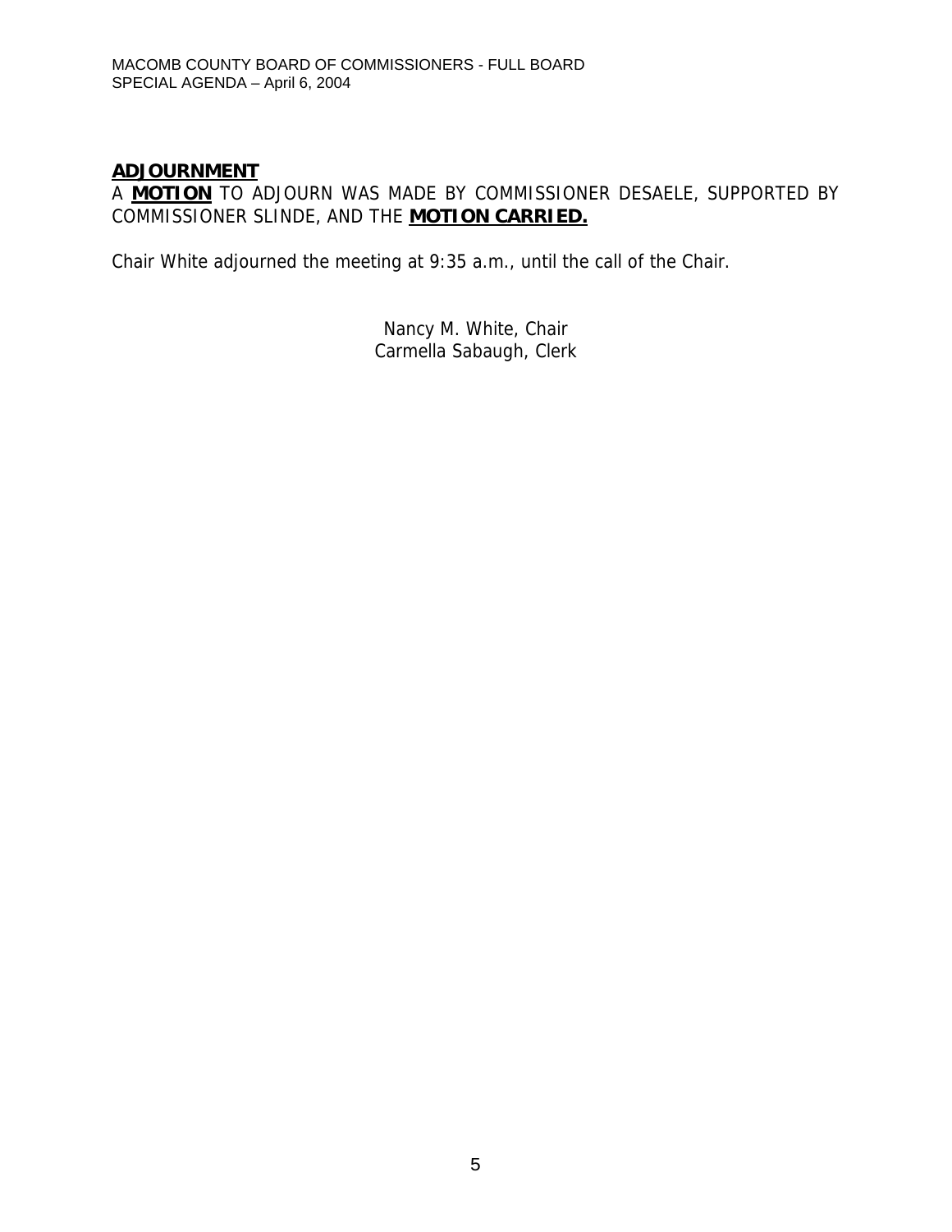## ADJOURNMENT

A **MOTION** TO ADJOURN WAS MADE BY COMMISSIONER DESAELE, SUPPORTED BY COMMISSIONER SLINDE, AND THE **MOTION CARRIED.**

Chair White adjourned the meeting at 9:35 a.m., until the call of the Chair.

Nancy M. White, Chair
Carmella Sabaugh, Clerk